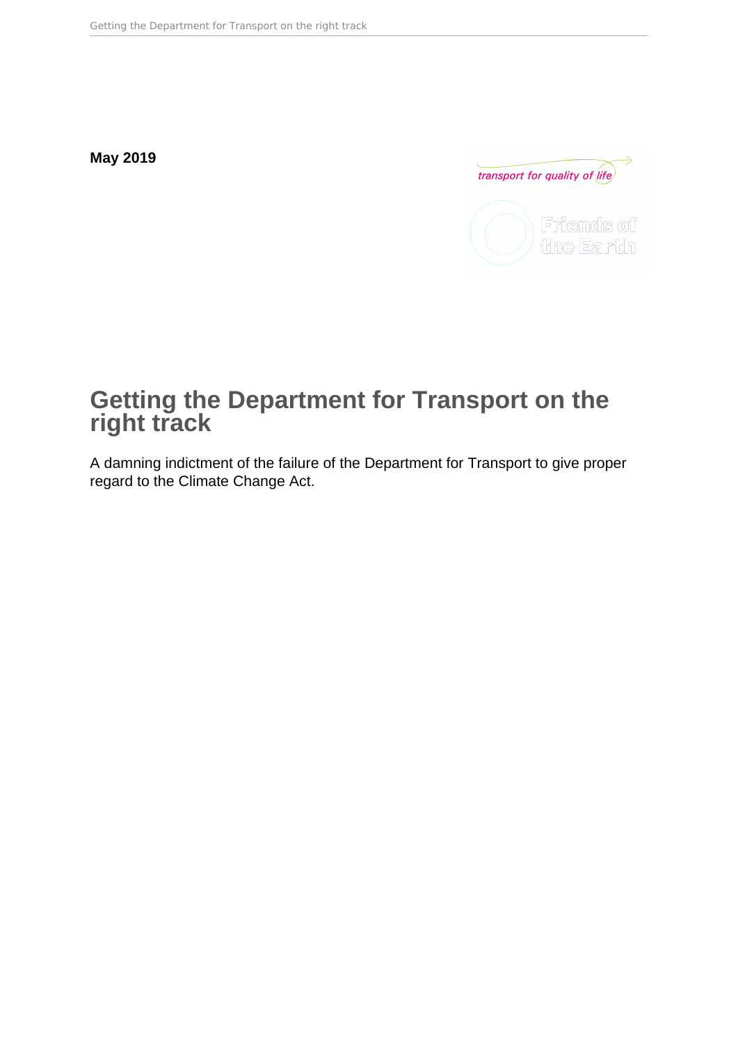**May 2019**

transport for quality of life

Friends of the Earth

# Getting the Department for Transport on the right track

A damning indictment of the failure of the Department for Transport to give proper regard to the Climate Change Act.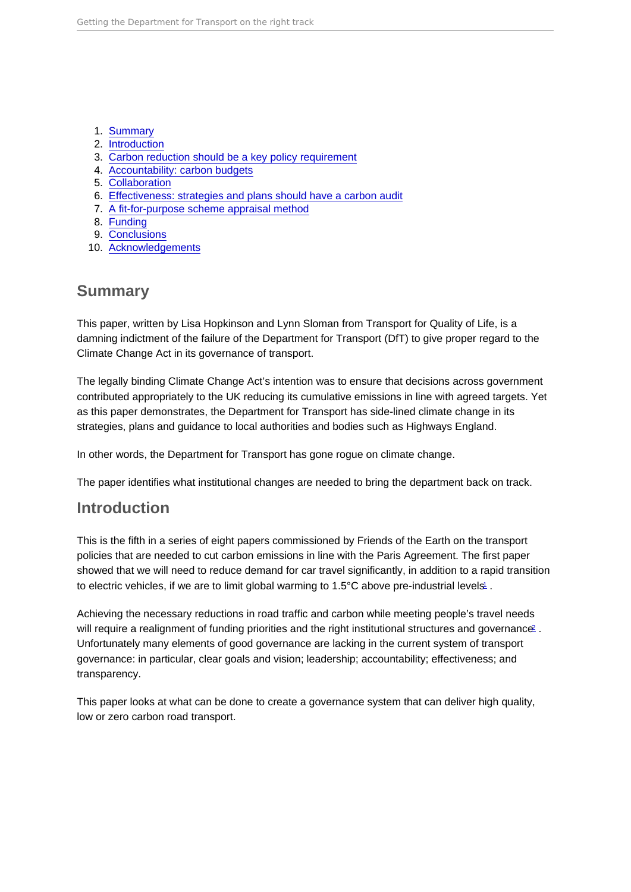1. Summary
2. Introduction
3. Carbon reduction should be a key policy requirement
4. Accountability: carbon budgets
5. Collaboration
6. Effectiveness: strategies and plans should have a carbon audit
7. A fit-for-purpose scheme appraisal method
8. Funding
9. Conclusions
10. Acknowledgements

## Summary

This paper, written by Lisa Hopkinson and Lynn Sloman from Transport for Quality of Life, is a damning indictment of the failure of the Department for Transport (DfT) to give proper regard to the Climate Change Act in its governance of transport.

The legally binding Climate Change Act's intention was to ensure that decisions across government contributed appropriately to the UK reducing its cumulative emissions in line with agreed targets. Yet as this paper demonstrates, the Department for Transport has side-lined climate change in its strategies, plans and guidance to local authorities and bodies such as Highways England.

In other words, the Department for Transport has gone rogue on climate change.

The paper identifies what institutional changes are needed to bring the department back on track.

## Introduction

This is the fifth in a series of eight papers commissioned by Friends of the Earth on the transport policies that are needed to cut carbon emissions in line with the Paris Agreement. The first paper showed that we will need to reduce demand for car travel significantly, in addition to a rapid transition to electric vehicles, if we are to limit global warming to 1.5°C above pre-industrial levels[1] .

Achieving the necessary reductions in road traffic and carbon while meeting people's travel needs will require a realignment of funding priorities and the right institutional structures and governance[2] . Unfortunately many elements of good governance are lacking in the current system of transport governance: in particular, clear goals and vision; leadership; accountability; effectiveness; and transparency.

This paper looks at what can be done to create a governance system that can deliver high quality, low or zero carbon road transport.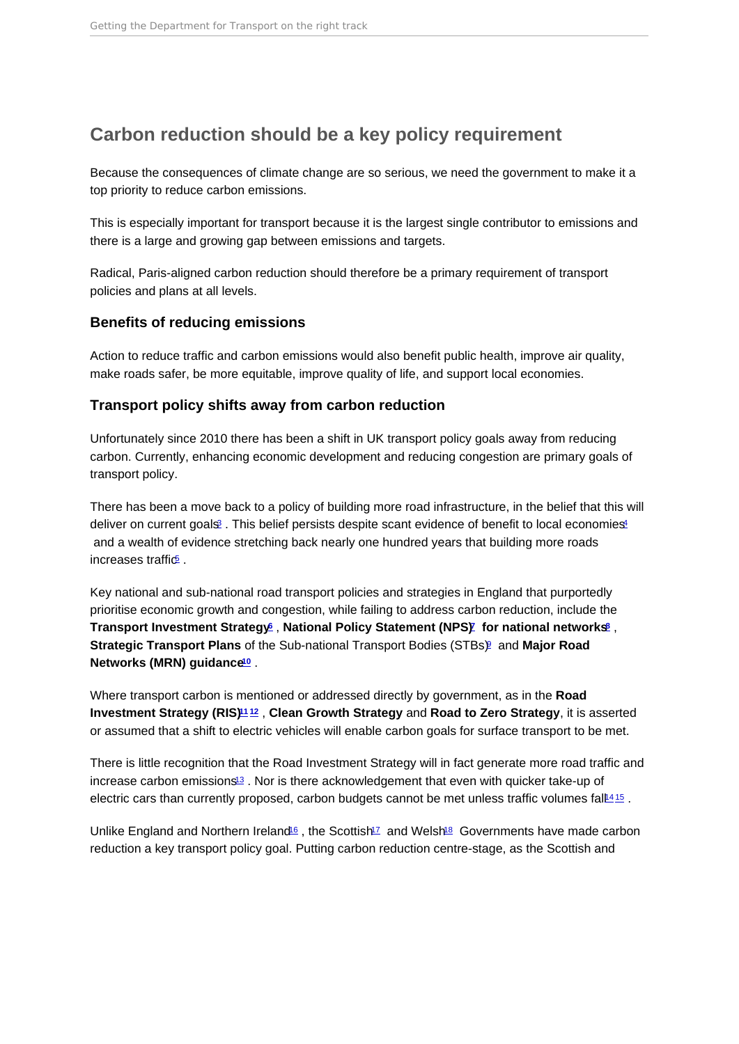## Carbon reduction should be a key policy requirement

Because the consequences of climate change are so serious, we need the government to make it a top priority to reduce carbon emissions.

This is especially important for transport because it is the largest single contributor to emissions and there is a large and growing gap between emissions and targets.

Radical, Paris-aligned carbon reduction should therefore be a primary requirement of transport policies and plans at all levels.

### Benefits of reducing emissions

Action to reduce traffic and carbon emissions would also benefit public health, improve air quality, make roads safer, be more equitable, improve quality of life, and support local economies.

### Transport policy shifts away from carbon reduction

Unfortunately since 2010 there has been a shift in UK transport policy goals away from reducing carbon. Currently, enhancing economic development and reducing congestion are primary goals of transport policy.

There has been a move back to a policy of building more road infrastructure, in the belief that this will deliver on current goals[3]. This belief persists despite scant evidence of benefit to local economies[4] and a wealth of evidence stretching back nearly one hundred years that building more roads increases traffic[5].

Key national and sub-national road transport policies and strategies in England that purportedly prioritise economic growth and congestion, while failing to address carbon reduction, include the **Transport Investment Strategy**[6], **National Policy Statement (NPS)**[7] **for national networks**[8], **Strategic Transport Plans** of the Sub-national Transport Bodies (STBs)[9] and **Major Road Networks (MRN) guidance**[10].

Where transport carbon is mentioned or addressed directly by government, as in the **Road Investment Strategy (RIS)**[11][12], **Clean Growth Strategy** and **Road to Zero Strategy**, it is asserted or assumed that a shift to electric vehicles will enable carbon goals for surface transport to be met.

There is little recognition that the Road Investment Strategy will in fact generate more road traffic and increase carbon emissions[13]. Nor is there acknowledgement that even with quicker take-up of electric cars than currently proposed, carbon budgets cannot be met unless traffic volumes fall[14][15].

Unlike England and Northern Ireland[16], the Scottish[17] and Welsh[18] Governments have made carbon reduction a key transport policy goal. Putting carbon reduction centre-stage, as the Scottish and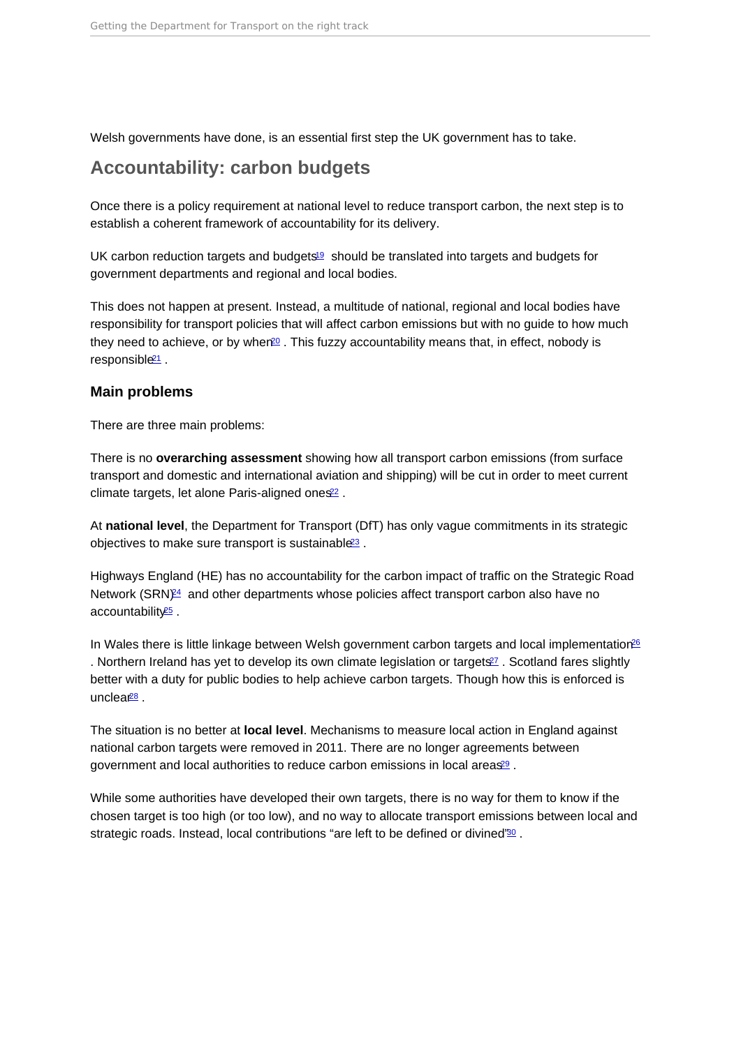Welsh governments have done, is an essential first step the UK government has to take.

## Accountability: carbon budgets

Once there is a policy requirement at national level to reduce transport carbon, the next step is to establish a coherent framework of accountability for its delivery.

UK carbon reduction targets and budgets[19] should be translated into targets and budgets for government departments and regional and local bodies.

This does not happen at present. Instead, a multitude of national, regional and local bodies have responsibility for transport policies that will affect carbon emissions but with no guide to how much they need to achieve, or by when[20]. This fuzzy accountability means that, in effect, nobody is responsible[21].

### Main problems

There are three main problems:

There is no **overarching assessment** showing how all transport carbon emissions (from surface transport and domestic and international aviation and shipping) will be cut in order to meet current climate targets, let alone Paris-aligned ones[22].

At **national level**, the Department for Transport (DfT) has only vague commitments in its strategic objectives to make sure transport is sustainable[23].

Highways England (HE) has no accountability for the carbon impact of traffic on the Strategic Road Network (SRN)[24] and other departments whose policies affect transport carbon also have no accountability[25].

In Wales there is little linkage between Welsh government carbon targets and local implementation[26]. Northern Ireland has yet to develop its own climate legislation or targets[27]. Scotland fares slightly better with a duty for public bodies to help achieve carbon targets. Though how this is enforced is unclear[28].

The situation is no better at **local level**. Mechanisms to measure local action in England against national carbon targets were removed in 2011. There are no longer agreements between government and local authorities to reduce carbon emissions in local areas[29].

While some authorities have developed their own targets, there is no way for them to know if the chosen target is too high (or too low), and no way to allocate transport emissions between local and strategic roads. Instead, local contributions "are left to be defined or divined"[30].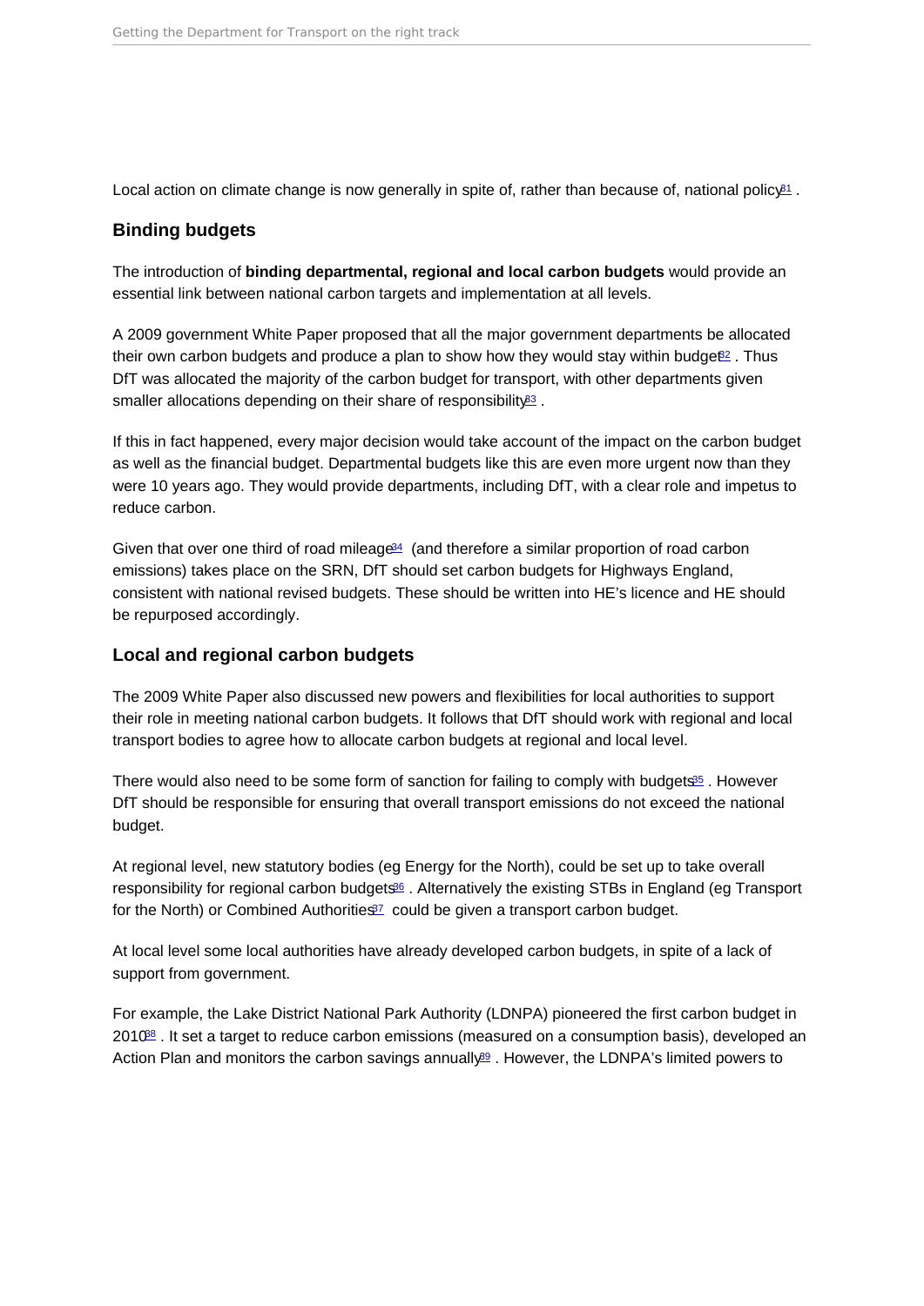Local action on climate change is now generally in spite of, rather than because of, national policy[81] .

## Binding budgets

The introduction of **binding departmental, regional and local carbon budgets** would provide an essential link between national carbon targets and implementation at all levels.

A 2009 government White Paper proposed that all the major government departments be allocated their own carbon budgets and produce a plan to show how they would stay within budget[82] . Thus DfT was allocated the majority of the carbon budget for transport, with other departments given smaller allocations depending on their share of responsibility[83] .

If this in fact happened, every major decision would take account of the impact on the carbon budget as well as the financial budget. Departmental budgets like this are even more urgent now than they were 10 years ago. They would provide departments, including DfT, with a clear role and impetus to reduce carbon.

Given that over one third of road mileage[84] (and therefore a similar proportion of road carbon emissions) takes place on the SRN, DfT should set carbon budgets for Highways England, consistent with national revised budgets. These should be written into HE's licence and HE should be repurposed accordingly.

## Local and regional carbon budgets

The 2009 White Paper also discussed new powers and flexibilities for local authorities to support their role in meeting national carbon budgets. It follows that DfT should work with regional and local transport bodies to agree how to allocate carbon budgets at regional and local level.

There would also need to be some form of sanction for failing to comply with budgets[85] . However DfT should be responsible for ensuring that overall transport emissions do not exceed the national budget.

At regional level, new statutory bodies (eg Energy for the North), could be set up to take overall responsibility for regional carbon budgets[86] . Alternatively the existing STBs in England (eg Transport for the North) or Combined Authorities[87] could be given a transport carbon budget.

At local level some local authorities have already developed carbon budgets, in spite of a lack of support from government.

For example, the Lake District National Park Authority (LDNPA) pioneered the first carbon budget in 2010[88] . It set a target to reduce carbon emissions (measured on a consumption basis), developed an Action Plan and monitors the carbon savings annually[89] . However, the LDNPA's limited powers to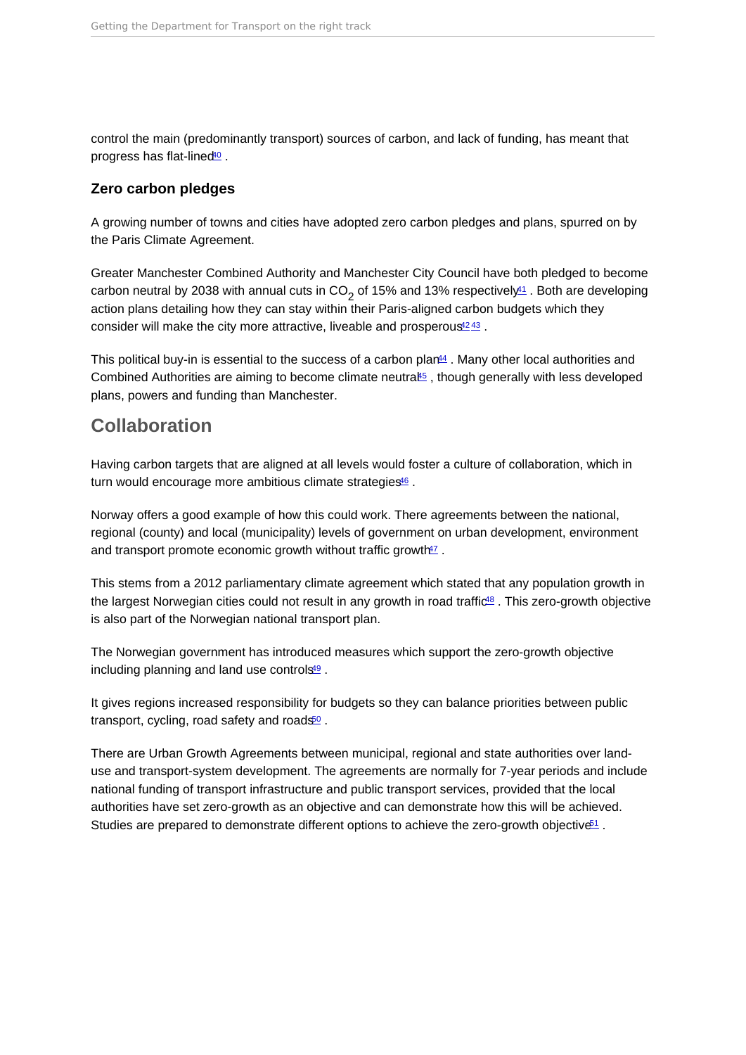control the main (predominantly transport) sources of carbon, and lack of funding, has meant that progress has flat-lined[40] .

### Zero carbon pledges

A growing number of towns and cities have adopted zero carbon pledges and plans, spurred on by the Paris Climate Agreement.

Greater Manchester Combined Authority and Manchester City Council have both pledged to become carbon neutral by 2038 with annual cuts in $CO_2$ of 15% and 13% respectively[41] . Both are developing action plans detailing how they can stay within their Paris-aligned carbon budgets which they consider will make the city more attractive, liveable and prosperous[42] [43] .

This political buy-in is essential to the success of a carbon plan[44] . Many other local authorities and Combined Authorities are aiming to become climate neutral[45] , though generally with less developed plans, powers and funding than Manchester.

## Collaboration

Having carbon targets that are aligned at all levels would foster a culture of collaboration, which in turn would encourage more ambitious climate strategies[46] .

Norway offers a good example of how this could work. There agreements between the national, regional (county) and local (municipality) levels of government on urban development, environment and transport promote economic growth without traffic growth[47] .

This stems from a 2012 parliamentary climate agreement which stated that any population growth in the largest Norwegian cities could not result in any growth in road traffic[48] . This zero-growth objective is also part of the Norwegian national transport plan.

The Norwegian government has introduced measures which support the zero-growth objective including planning and land use controls[49] .

It gives regions increased responsibility for budgets so they can balance priorities between public transport, cycling, road safety and roads[50] .

There are Urban Growth Agreements between municipal, regional and state authorities over land-use and transport-system development. The agreements are normally for 7-year periods and include national funding of transport infrastructure and public transport services, provided that the local authorities have set zero-growth as an objective and can demonstrate how this will be achieved. Studies are prepared to demonstrate different options to achieve the zero-growth objective[51] .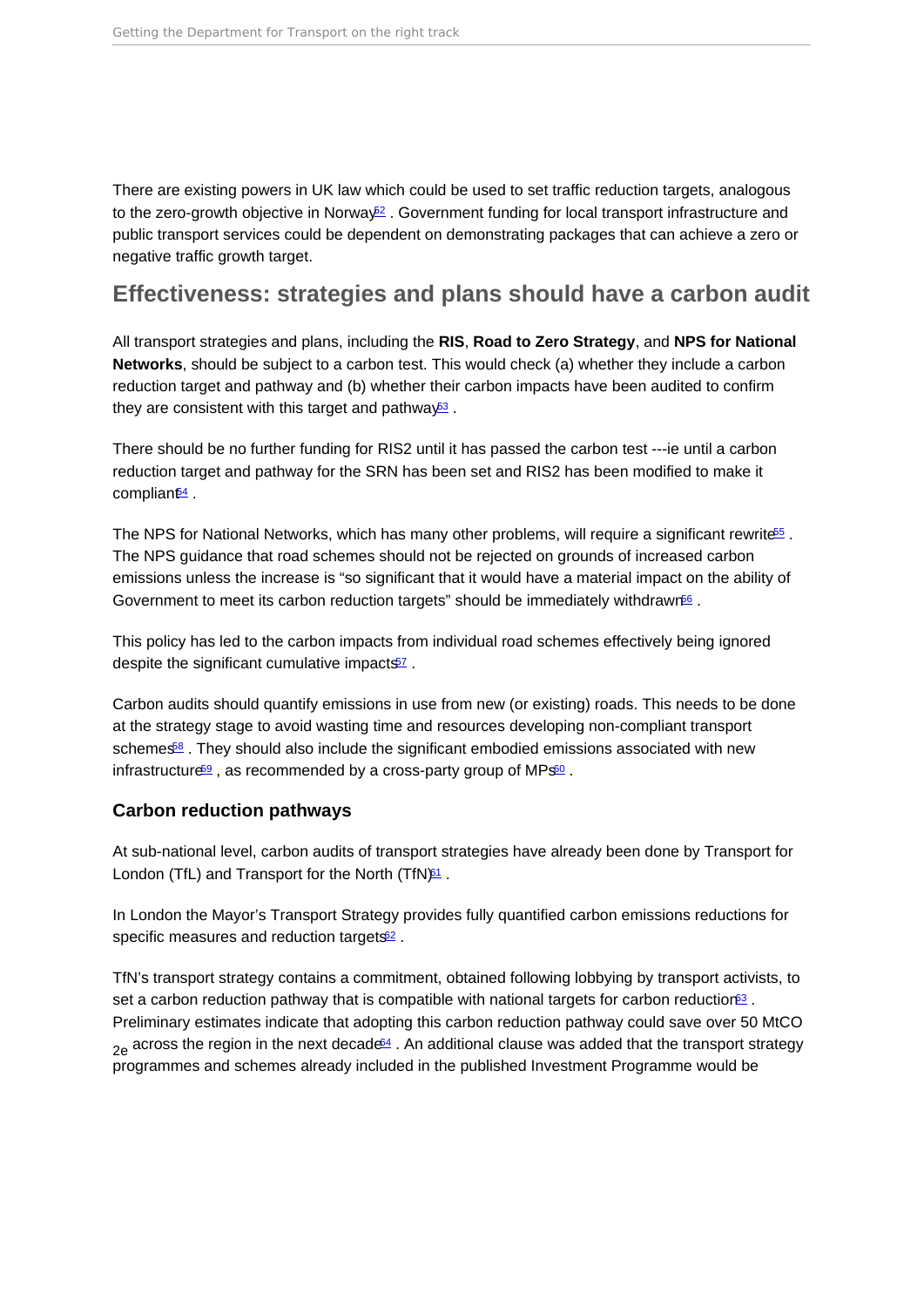There are existing powers in UK law which could be used to set traffic reduction targets, analogous to the zero-growth objective in Norway[52] . Government funding for local transport infrastructure and public transport services could be dependent on demonstrating packages that can achieve a zero or negative traffic growth target.

## Effectiveness: strategies and plans should have a carbon audit

All transport strategies and plans, including the **RIS**, **Road to Zero Strategy**, and **NPS for National Networks**, should be subject to a carbon test. This would check (a) whether they include a carbon reduction target and pathway and (b) whether their carbon impacts have been audited to confirm they are consistent with this target and pathway[53] .

There should be no further funding for RIS2 until it has passed the carbon test ---ie until a carbon reduction target and pathway for the SRN has been set and RIS2 has been modified to make it compliant[54] .

The NPS for National Networks, which has many other problems, will require a significant rewrite[55] . The NPS guidance that road schemes should not be rejected on grounds of increased carbon emissions unless the increase is "so significant that it would have a material impact on the ability of Government to meet its carbon reduction targets" should be immediately withdrawn[56] .

This policy has led to the carbon impacts from individual road schemes effectively being ignored despite the significant cumulative impacts[57] .

Carbon audits should quantify emissions in use from new (or existing) roads. This needs to be done at the strategy stage to avoid wasting time and resources developing non-compliant transport schemes[58] . They should also include the significant embodied emissions associated with new infrastructure[59] , as recommended by a cross-party group of MPs[60] .

### Carbon reduction pathways

At sub-national level, carbon audits of transport strategies have already been done by Transport for London (TfL) and Transport for the North (TfN)[61] .

In London the Mayor's Transport Strategy provides fully quantified carbon emissions reductions for specific measures and reduction targets[62] .

TfN's transport strategy contains a commitment, obtained following lobbying by transport activists, to set a carbon reduction pathway that is compatible with national targets for carbon reduction[63] . Preliminary estimates indicate that adopting this carbon reduction pathway could save over 50 $MtCO_{2e}$ across the region in the next decade[64] . An additional clause was added that the transport strategy programmes and schemes already included in the published Investment Programme would be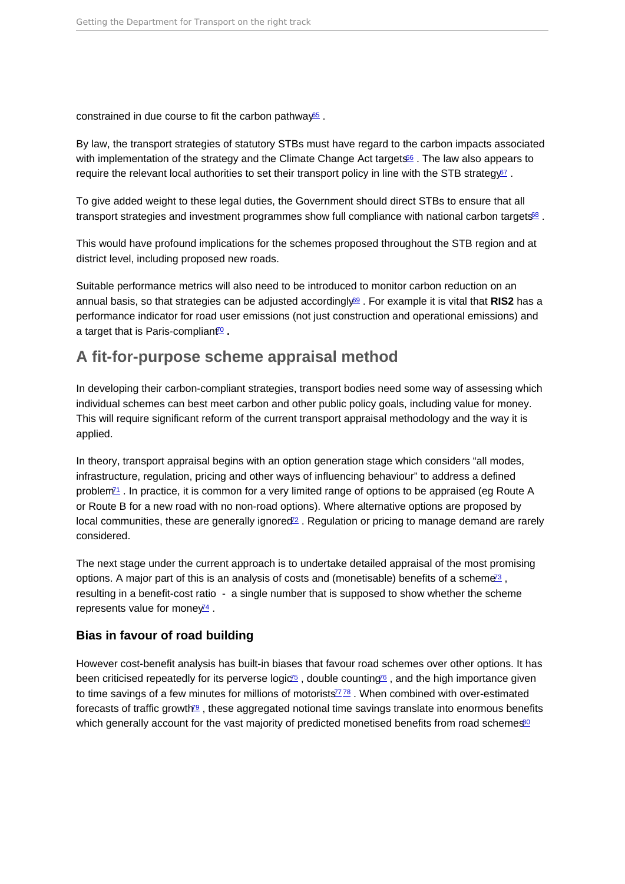constrained in due course to fit the carbon pathway[65] .

By law, the transport strategies of statutory STBs must have regard to the carbon impacts associated with implementation of the strategy and the Climate Change Act targets[66] . The law also appears to require the relevant local authorities to set their transport policy in line with the STB strategy[67] .

To give added weight to these legal duties, the Government should direct STBs to ensure that all transport strategies and investment programmes show full compliance with national carbon targets[68] .

This would have profound implications for the schemes proposed throughout the STB region and at district level, including proposed new roads.

Suitable performance metrics will also need to be introduced to monitor carbon reduction on an annual basis, so that strategies can be adjusted accordingly[69] . For example it is vital that **RIS2** has a performance indicator for road user emissions (not just construction and operational emissions) and a target that is Paris-compliant[70] **.**

## A fit-for-purpose scheme appraisal method

In developing their carbon-compliant strategies, transport bodies need some way of assessing which individual schemes can best meet carbon and other public policy goals, including value for money. This will require significant reform of the current transport appraisal methodology and the way it is applied.

In theory, transport appraisal begins with an option generation stage which considers "all modes, infrastructure, regulation, pricing and other ways of influencing behaviour" to address a defined problem[71] . In practice, it is common for a very limited range of options to be appraised (eg Route A or Route B for a new road with no non-road options). Where alternative options are proposed by local communities, these are generally ignored[72] . Regulation or pricing to manage demand are rarely considered.

The next stage under the current approach is to undertake detailed appraisal of the most promising options. A major part of this is an analysis of costs and (monetisable) benefits of a scheme[73] , resulting in a benefit-cost ratio - a single number that is supposed to show whether the scheme represents value for money[74] .

### Bias in favour of road building

However cost-benefit analysis has built-in biases that favour road schemes over other options. It has been criticised repeatedly for its perverse logic[75] , double counting[76] , and the high importance given to time savings of a few minutes for millions of motorists[77] [78] . When combined with over-estimated forecasts of traffic growth[79] , these aggregated notional time savings translate into enormous benefits which generally account for the vast majority of predicted monetised benefits from road schemes[80]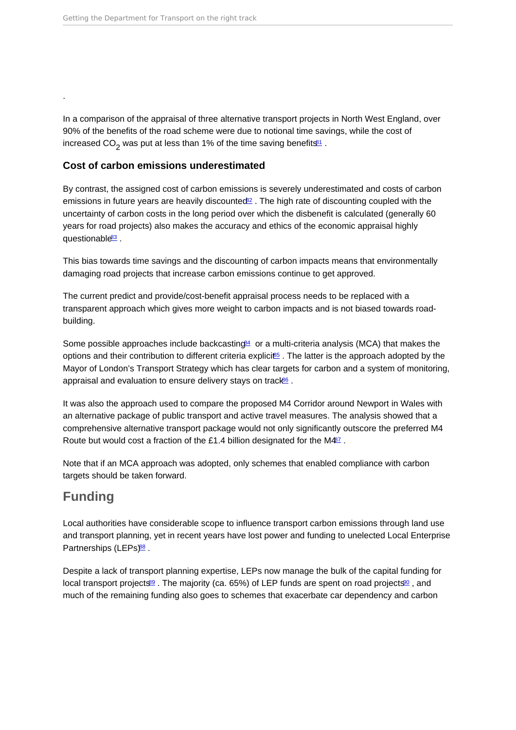.

In a comparison of the appraisal of three alternative transport projects in North West England, over 90% of the benefits of the road scheme were due to notional time savings, while the cost of increased $CO_2$ was put at less than 1% of the time saving benefits[81] .

### Cost of carbon emissions underestimated

By contrast, the assigned cost of carbon emissions is severely underestimated and costs of carbon emissions in future years are heavily discounted[82] . The high rate of discounting coupled with the uncertainty of carbon costs in the long period over which the disbenefit is calculated (generally 60 years for road projects) also makes the accuracy and ethics of the economic appraisal highly questionable[83] .

This bias towards time savings and the discounting of carbon impacts means that environmentally damaging road projects that increase carbon emissions continue to get approved.

The current predict and provide/cost-benefit appraisal process needs to be replaced with a transparent approach which gives more weight to carbon impacts and is not biased towards road-building.

Some possible approaches include backcasting[84] or a multi-criteria analysis (MCA) that makes the options and their contribution to different criteria explicit[85] . The latter is the approach adopted by the Mayor of London's Transport Strategy which has clear targets for carbon and a system of monitoring, appraisal and evaluation to ensure delivery stays on track[86] .

It was also the approach used to compare the proposed M4 Corridor around Newport in Wales with an alternative package of public transport and active travel measures. The analysis showed that a comprehensive alternative transport package would not only significantly outscore the preferred M4 Route but would cost a fraction of the £1.4 billion designated for the M4[87] .

Note that if an MCA approach was adopted, only schemes that enabled compliance with carbon targets should be taken forward.

## Funding

Local authorities have considerable scope to influence transport carbon emissions through land use and transport planning, yet in recent years have lost power and funding to unelected Local Enterprise Partnerships (LEPs)[88] .

Despite a lack of transport planning expertise, LEPs now manage the bulk of the capital funding for local transport projects[89] . The majority (ca. 65%) of LEP funds are spent on road projects[90] , and much of the remaining funding also goes to schemes that exacerbate car dependency and carbon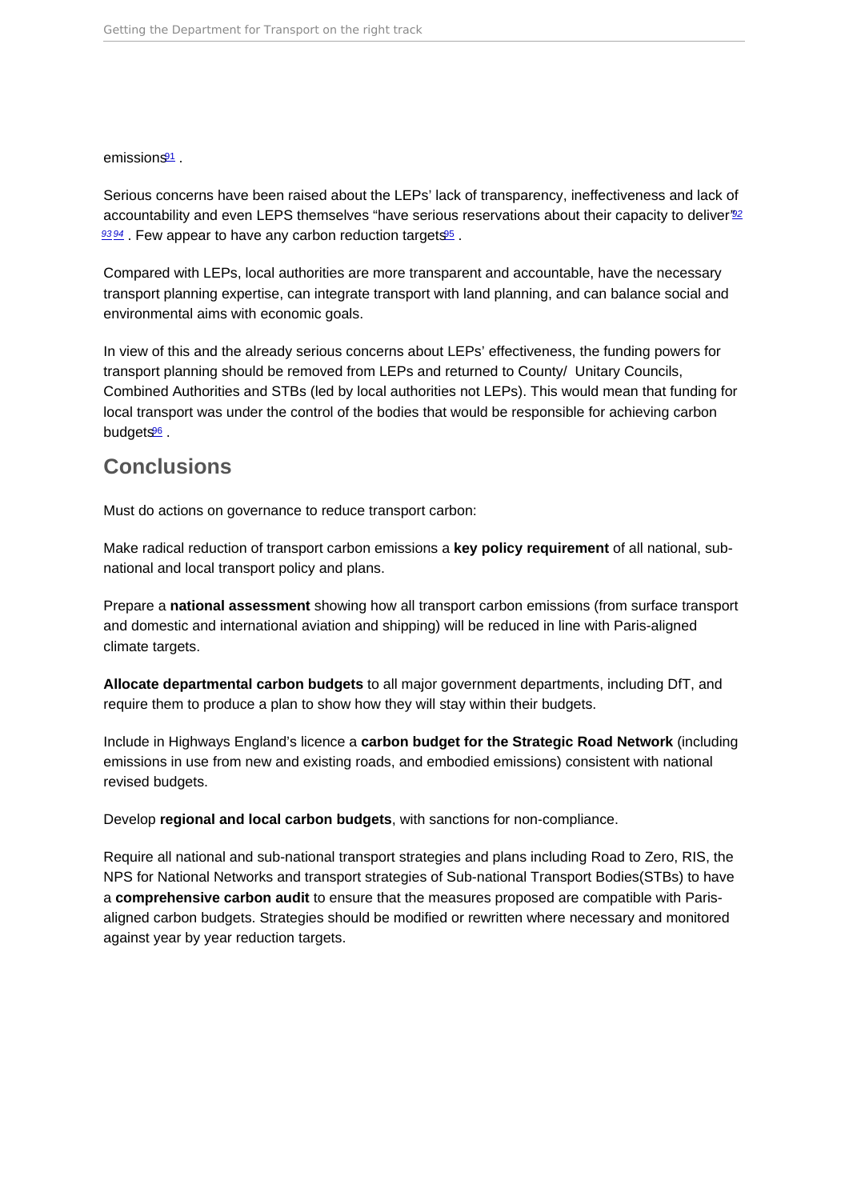emissions[91] .

Serious concerns have been raised about the LEPs' lack of transparency, ineffectiveness and lack of accountability and even LEPS themselves "have serious reservations about their capacity to deliver"[92] [93] [94] . Few appear to have any carbon reduction targets[95] .

Compared with LEPs, local authorities are more transparent and accountable, have the necessary transport planning expertise, can integrate transport with land planning, and can balance social and environmental aims with economic goals.

In view of this and the already serious concerns about LEPs' effectiveness, the funding powers for transport planning should be removed from LEPs and returned to County/ Unitary Councils, Combined Authorities and STBs (led by local authorities not LEPs). This would mean that funding for local transport was under the control of the bodies that would be responsible for achieving carbon budgets[96] .

## Conclusions

Must do actions on governance to reduce transport carbon:

Make radical reduction of transport carbon emissions a **key policy requirement** of all national, sub-national and local transport policy and plans.

Prepare a **national assessment** showing how all transport carbon emissions (from surface transport and domestic and international aviation and shipping) will be reduced in line with Paris-aligned climate targets.

**Allocate departmental carbon budgets** to all major government departments, including DfT, and require them to produce a plan to show how they will stay within their budgets.

Include in Highways England's licence a **carbon budget for the Strategic Road Network** (including emissions in use from new and existing roads, and embodied emissions) consistent with national revised budgets.

Develop **regional and local carbon budgets**, with sanctions for non-compliance.

Require all national and sub-national transport strategies and plans including Road to Zero, RIS, the NPS for National Networks and transport strategies of Sub-national Transport Bodies(STBs) to have a **comprehensive carbon audit** to ensure that the measures proposed are compatible with Paris-aligned carbon budgets. Strategies should be modified or rewritten where necessary and monitored against year by year reduction targets.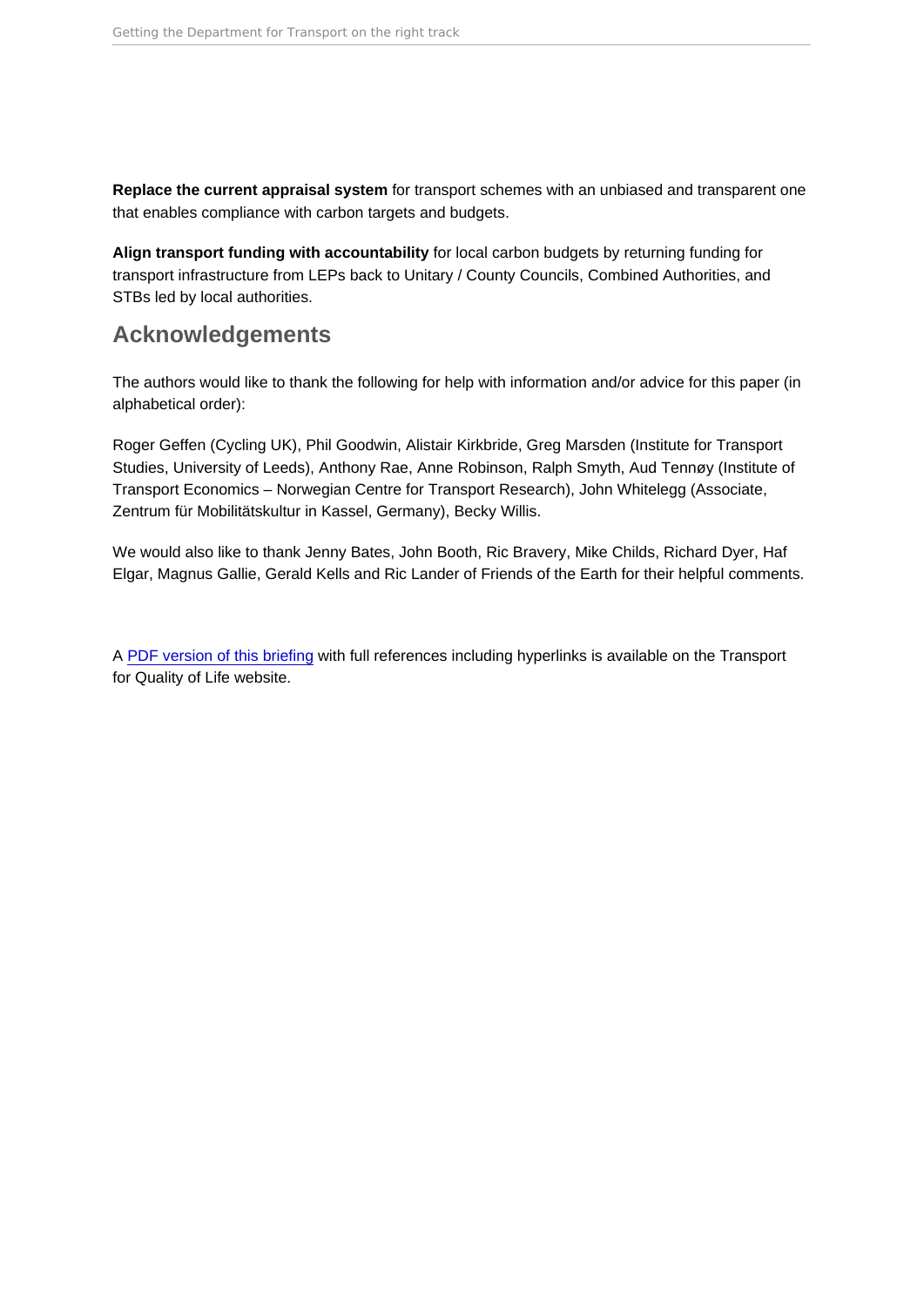**Replace the current appraisal system** for transport schemes with an unbiased and transparent one that enables compliance with carbon targets and budgets.

**Align transport funding with accountability** for local carbon budgets by returning funding for transport infrastructure from LEPs back to Unitary / County Councils, Combined Authorities, and STBs led by local authorities.

## Acknowledgements

The authors would like to thank the following for help with information and/or advice for this paper (in alphabetical order):

Roger Geffen (Cycling UK), Phil Goodwin, Alistair Kirkbride, Greg Marsden (Institute for Transport Studies, University of Leeds), Anthony Rae, Anne Robinson, Ralph Smyth, Aud Tennøy (Institute of Transport Economics – Norwegian Centre for Transport Research), John Whitelegg (Associate, Zentrum für Mobilitätskultur in Kassel, Germany), Becky Willis.

We would also like to thank Jenny Bates, John Booth, Ric Bravery, Mike Childs, Richard Dyer, Haf Elgar, Magnus Gallie, Gerald Kells and Ric Lander of Friends of the Earth for their helpful comments.

A PDF version of this briefing with full references including hyperlinks is available on the Transport for Quality of Life website.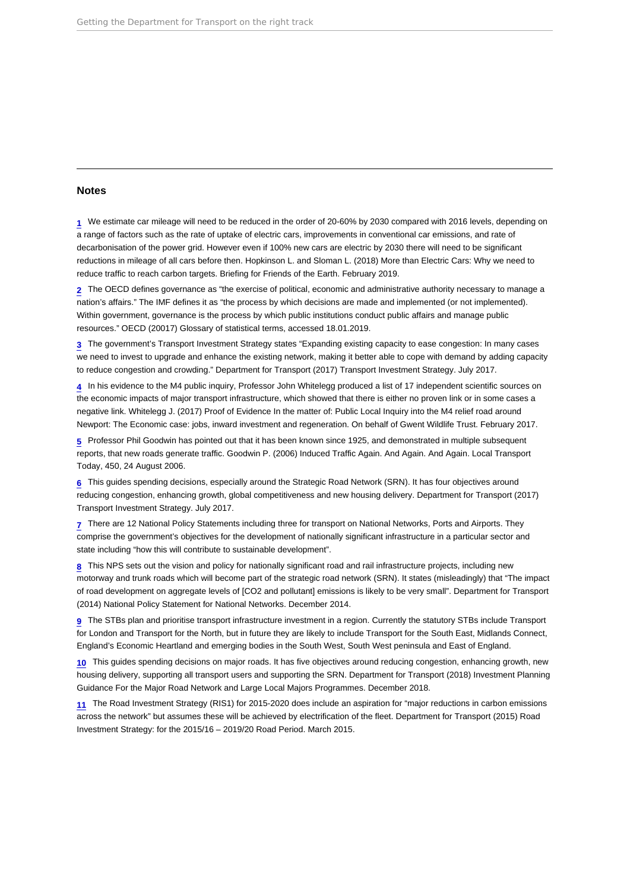## Notes

1 We estimate car mileage will need to be reduced in the order of 20-60% by 2030 compared with 2016 levels, depending on a range of factors such as the rate of uptake of electric cars, improvements in conventional car emissions, and rate of decarbonisation of the power grid. However even if 100% new cars are electric by 2030 there will need to be significant reductions in mileage of all cars before then. Hopkinson L. and Sloman L. (2018) More than Electric Cars: Why we need to reduce traffic to reach carbon targets. Briefing for Friends of the Earth. February 2019.

2 The OECD defines governance as "the exercise of political, economic and administrative authority necessary to manage a nation's affairs." The IMF defines it as "the process by which decisions are made and implemented (or not implemented). Within government, governance is the process by which public institutions conduct public affairs and manage public resources." OECD (20017) Glossary of statistical terms, accessed 18.01.2019.

3 The government's Transport Investment Strategy states "Expanding existing capacity to ease congestion: In many cases we need to invest to upgrade and enhance the existing network, making it better able to cope with demand by adding capacity to reduce congestion and crowding." Department for Transport (2017) Transport Investment Strategy. July 2017.

4 In his evidence to the M4 public inquiry, Professor John Whitelegg produced a list of 17 independent scientific sources on the economic impacts of major transport infrastructure, which showed that there is either no proven link or in some cases a negative link. Whitelegg J. (2017) Proof of Evidence In the matter of: Public Local Inquiry into the M4 relief road around Newport: The Economic case: jobs, inward investment and regeneration. On behalf of Gwent Wildlife Trust. February 2017.

5 Professor Phil Goodwin has pointed out that it has been known since 1925, and demonstrated in multiple subsequent reports, that new roads generate traffic. Goodwin P. (2006) Induced Traffic Again. And Again. And Again. Local Transport Today, 450, 24 August 2006.

6 This guides spending decisions, especially around the Strategic Road Network (SRN). It has four objectives around reducing congestion, enhancing growth, global competitiveness and new housing delivery. Department for Transport (2017) Transport Investment Strategy. July 2017.

7 There are 12 National Policy Statements including three for transport on National Networks, Ports and Airports. They comprise the government's objectives for the development of nationally significant infrastructure in a particular sector and state including "how this will contribute to sustainable development".

8 This NPS sets out the vision and policy for nationally significant road and rail infrastructure projects, including new motorway and trunk roads which will become part of the strategic road network (SRN). It states (misleadingly) that "The impact of road development on aggregate levels of [CO2 and pollutant] emissions is likely to be very small". Department for Transport (2014) National Policy Statement for National Networks. December 2014.

9 The STBs plan and prioritise transport infrastructure investment in a region. Currently the statutory STBs include Transport for London and Transport for the North, but in future they are likely to include Transport for the South East, Midlands Connect, England's Economic Heartland and emerging bodies in the South West, South West peninsula and East of England.

10 This guides spending decisions on major roads. It has five objectives around reducing congestion, enhancing growth, new housing delivery, supporting all transport users and supporting the SRN. Department for Transport (2018) Investment Planning Guidance For the Major Road Network and Large Local Majors Programmes. December 2018.

11 The Road Investment Strategy (RIS1) for 2015-2020 does include an aspiration for "major reductions in carbon emissions across the network" but assumes these will be achieved by electrification of the fleet. Department for Transport (2015) Road Investment Strategy: for the 2015/16 – 2019/20 Road Period. March 2015.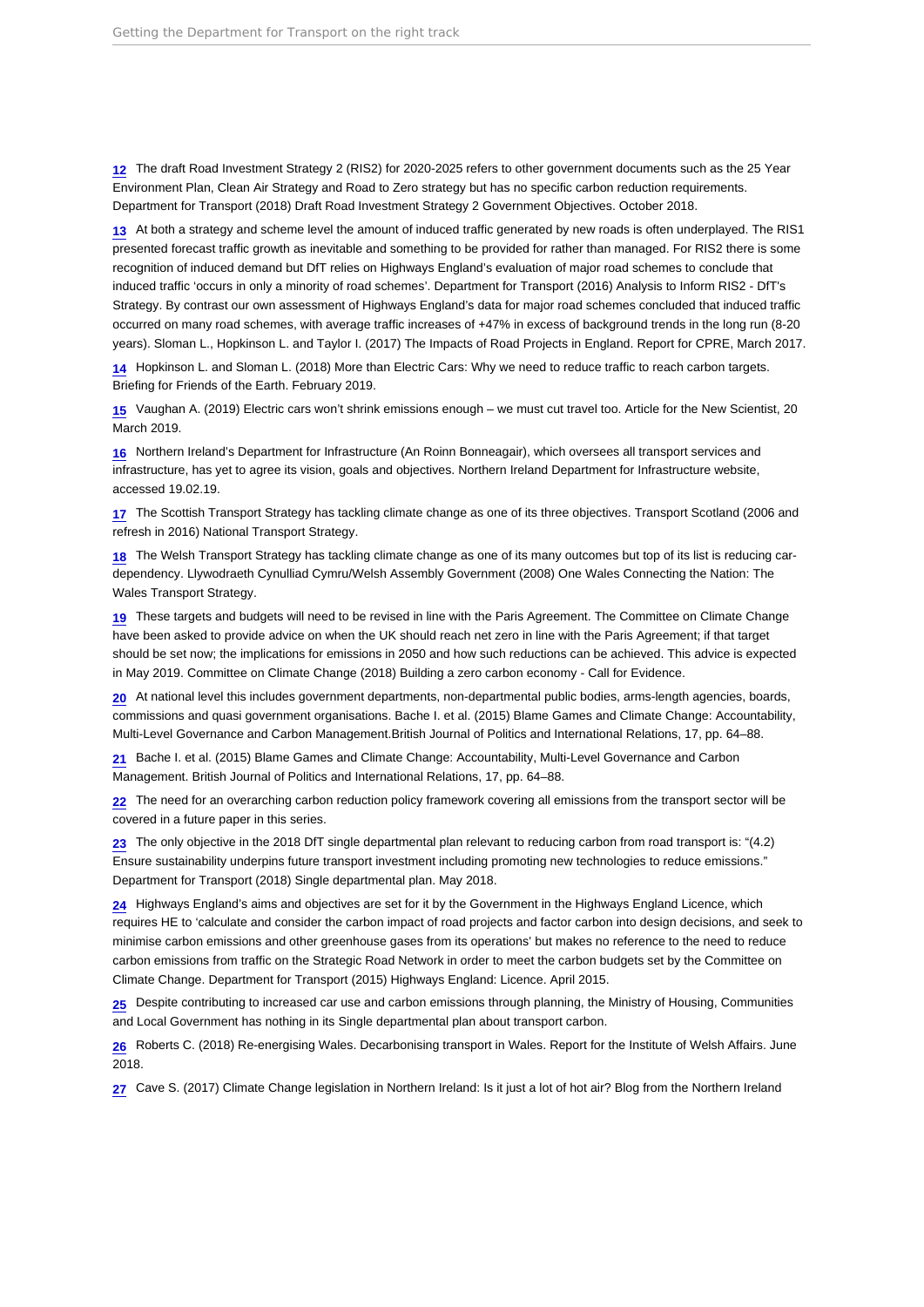[12] The draft Road Investment Strategy 2 (RIS2) for 2020-2025 refers to other government documents such as the 25 Year Environment Plan, Clean Air Strategy and Road to Zero strategy but has no specific carbon reduction requirements. Department for Transport (2018) Draft Road Investment Strategy 2 Government Objectives. October 2018.

[13] At both a strategy and scheme level the amount of induced traffic generated by new roads is often underplayed. The RIS1 presented forecast traffic growth as inevitable and something to be provided for rather than managed. For RIS2 there is some recognition of induced demand but DfT relies on Highways England's evaluation of major road schemes to conclude that induced traffic 'occurs in only a minority of road schemes'. Department for Transport (2016) Analysis to Inform RIS2 - DfT's Strategy. By contrast our own assessment of Highways England's data for major road schemes concluded that induced traffic occurred on many road schemes, with average traffic increases of +47% in excess of background trends in the long run (8-20 years). Sloman L., Hopkinson L. and Taylor I. (2017) The Impacts of Road Projects in England. Report for CPRE, March 2017.

[14] Hopkinson L. and Sloman L. (2018) More than Electric Cars: Why we need to reduce traffic to reach carbon targets. Briefing for Friends of the Earth. February 2019.

[15] Vaughan A. (2019) Electric cars won't shrink emissions enough – we must cut travel too. Article for the New Scientist, 20 March 2019.

[16] Northern Ireland's Department for Infrastructure (An Roinn Bonneagair), which oversees all transport services and infrastructure, has yet to agree its vision, goals and objectives. Northern Ireland Department for Infrastructure website, accessed 19.02.19.

[17] The Scottish Transport Strategy has tackling climate change as one of its three objectives. Transport Scotland (2006 and refresh in 2016) National Transport Strategy.

[18] The Welsh Transport Strategy has tackling climate change as one of its many outcomes but top of its list is reducing car-dependency. Llywodraeth Cynulliad Cymru/Welsh Assembly Government (2008) One Wales Connecting the Nation: The Wales Transport Strategy.

[19] These targets and budgets will need to be revised in line with the Paris Agreement. The Committee on Climate Change have been asked to provide advice on when the UK should reach net zero in line with the Paris Agreement; if that target should be set now; the implications for emissions in 2050 and how such reductions can be achieved. This advice is expected in May 2019. Committee on Climate Change (2018) Building a zero carbon economy - Call for Evidence.

[20] At national level this includes government departments, non-departmental public bodies, arms-length agencies, boards, commissions and quasi government organisations. Bache I. et al. (2015) Blame Games and Climate Change: Accountability, Multi-Level Governance and Carbon Management.British Journal of Politics and International Relations, 17, pp. 64–88.

[21] Bache I. et al. (2015) Blame Games and Climate Change: Accountability, Multi-Level Governance and Carbon Management. British Journal of Politics and International Relations, 17, pp. 64–88.

[22] The need for an overarching carbon reduction policy framework covering all emissions from the transport sector will be covered in a future paper in this series.

[23] The only objective in the 2018 DfT single departmental plan relevant to reducing carbon from road transport is: "(4.2) Ensure sustainability underpins future transport investment including promoting new technologies to reduce emissions." Department for Transport (2018) Single departmental plan. May 2018.

[24] Highways England's aims and objectives are set for it by the Government in the Highways England Licence, which requires HE to 'calculate and consider the carbon impact of road projects and factor carbon into design decisions, and seek to minimise carbon emissions and other greenhouse gases from its operations' but makes no reference to the need to reduce carbon emissions from traffic on the Strategic Road Network in order to meet the carbon budgets set by the Committee on Climate Change. Department for Transport (2015) Highways England: Licence. April 2015.

[25] Despite contributing to increased car use and carbon emissions through planning, the Ministry of Housing, Communities and Local Government has nothing in its Single departmental plan about transport carbon.

[26] Roberts C. (2018) Re-energising Wales. Decarbonising transport in Wales. Report for the Institute of Welsh Affairs. June 2018.

[27] Cave S. (2017) Climate Change legislation in Northern Ireland: Is it just a lot of hot air? Blog from the Northern Ireland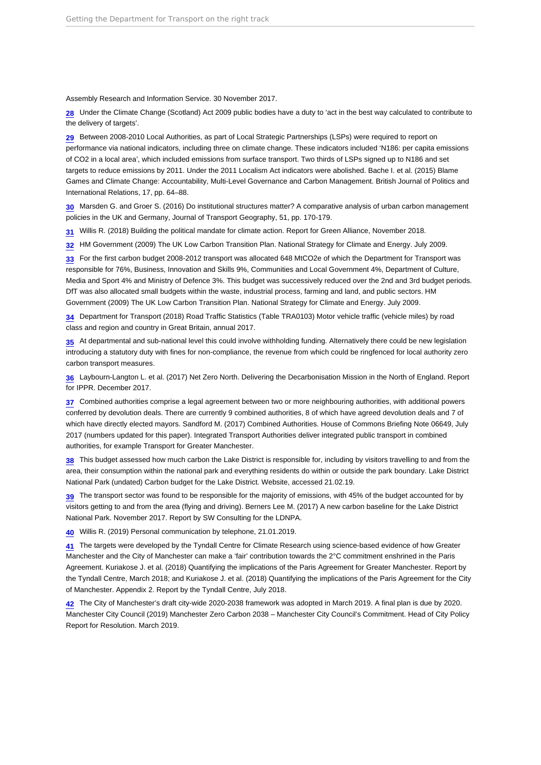Assembly Research and Information Service. 30 November 2017.

28 Under the Climate Change (Scotland) Act 2009 public bodies have a duty to 'act in the best way calculated to contribute to the delivery of targets'.

29 Between 2008-2010 Local Authorities, as part of Local Strategic Partnerships (LSPs) were required to report on performance via national indicators, including three on climate change. These indicators included 'N186: per capita emissions of CO2 in a local area', which included emissions from surface transport. Two thirds of LSPs signed up to N186 and set targets to reduce emissions by 2011. Under the 2011 Localism Act indicators were abolished. Bache I. et al. (2015) Blame Games and Climate Change: Accountability, Multi-Level Governance and Carbon Management. British Journal of Politics and International Relations, 17, pp. 64–88.

30 Marsden G. and Groer S. (2016) Do institutional structures matter? A comparative analysis of urban carbon management policies in the UK and Germany, Journal of Transport Geography, 51, pp. 170-179.

31 Willis R. (2018) Building the political mandate for climate action. Report for Green Alliance, November 2018.

32 HM Government (2009) The UK Low Carbon Transition Plan. National Strategy for Climate and Energy. July 2009.

33 For the first carbon budget 2008-2012 transport was allocated 648 MtCO2e of which the Department for Transport was responsible for 76%, Business, Innovation and Skills 9%, Communities and Local Government 4%, Department of Culture, Media and Sport 4% and Ministry of Defence 3%. This budget was successively reduced over the 2nd and 3rd budget periods. DfT was also allocated small budgets within the waste, industrial process, farming and land, and public sectors. HM Government (2009) The UK Low Carbon Transition Plan. National Strategy for Climate and Energy. July 2009.

34 Department for Transport (2018) Road Traffic Statistics (Table TRA0103) Motor vehicle traffic (vehicle miles) by road class and region and country in Great Britain, annual 2017.

35 At departmental and sub-national level this could involve withholding funding. Alternatively there could be new legislation introducing a statutory duty with fines for non-compliance, the revenue from which could be ringfenced for local authority zero carbon transport measures.

36 Laybourn-Langton L. et al. (2017) Net Zero North. Delivering the Decarbonisation Mission in the North of England. Report for IPPR. December 2017.

37 Combined authorities comprise a legal agreement between two or more neighbouring authorities, with additional powers conferred by devolution deals. There are currently 9 combined authorities, 8 of which have agreed devolution deals and 7 of which have directly elected mayors. Sandford M. (2017) Combined Authorities. House of Commons Briefing Note 06649, July 2017 (numbers updated for this paper). Integrated Transport Authorities deliver integrated public transport in combined authorities, for example Transport for Greater Manchester.

38 This budget assessed how much carbon the Lake District is responsible for, including by visitors travelling to and from the area, their consumption within the national park and everything residents do within or outside the park boundary. Lake District National Park (undated) Carbon budget for the Lake District. Website, accessed 21.02.19.

39 The transport sector was found to be responsible for the majority of emissions, with 45% of the budget accounted for by visitors getting to and from the area (flying and driving). Berners Lee M. (2017) A new carbon baseline for the Lake District National Park. November 2017. Report by SW Consulting for the LDNPA.

40 Willis R. (2019) Personal communication by telephone, 21.01.2019.

41 The targets were developed by the Tyndall Centre for Climate Research using science-based evidence of how Greater Manchester and the City of Manchester can make a 'fair' contribution towards the 2°C commitment enshrined in the Paris Agreement. Kuriakose J. et al. (2018) Quantifying the implications of the Paris Agreement for Greater Manchester. Report by the Tyndall Centre, March 2018; and Kuriakose J. et al. (2018) Quantifying the implications of the Paris Agreement for the City of Manchester. Appendix 2. Report by the Tyndall Centre, July 2018.

42 The City of Manchester's draft city-wide 2020-2038 framework was adopted in March 2019. A final plan is due by 2020. Manchester City Council (2019) Manchester Zero Carbon 2038 – Manchester City Council's Commitment. Head of City Policy Report for Resolution. March 2019.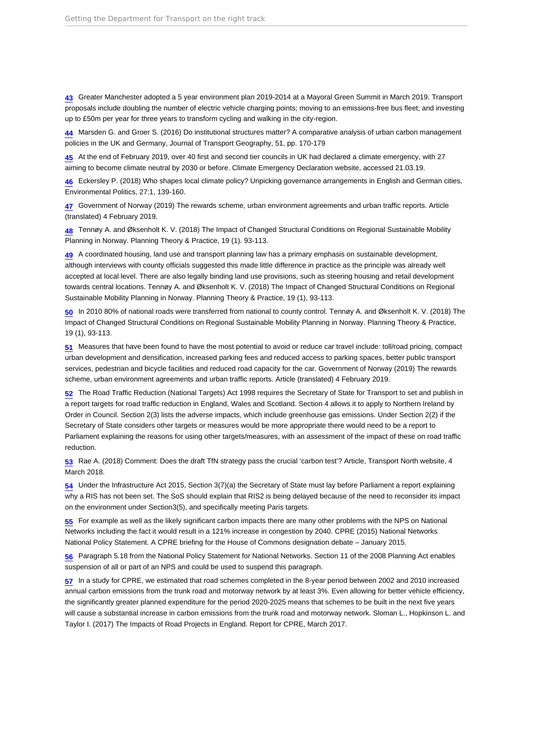43 Greater Manchester adopted a 5 year environment plan 2019-2014 at a Mayoral Green Summit in March 2019. Transport proposals include doubling the number of electric vehicle charging points; moving to an emissions-free bus fleet; and investing up to £50m per year for three years to transform cycling and walking in the city-region.

44 Marsden G. and Groer S. (2016) Do institutional structures matter? A comparative analysis of urban carbon management policies in the UK and Germany, Journal of Transport Geography, 51, pp. 170-179

45 At the end of February 2019, over 40 first and second tier councils in UK had declared a climate emergency, with 27 aiming to become climate neutral by 2030 or before. Climate Emergency Declaration website, accessed 21.03.19.

46 Eckersley P. (2018) Who shapes local climate policy? Unpicking governance arrangements in English and German cities, Environmental Politics, 27:1, 139-160.

47 Government of Norway (2019) The rewards scheme, urban environment agreements and urban traffic reports. Article (translated) 4 February 2019.

48 Tennøy A. and Øksenholt K. V. (2018) The Impact of Changed Structural Conditions on Regional Sustainable Mobility Planning in Norway. Planning Theory & Practice, 19 (1). 93-113.

49 A coordinated housing, land use and transport planning law has a primary emphasis on sustainable development, although interviews with county officials suggested this made little difference in practice as the principle was already well accepted at local level. There are also legally binding land use provisions, such as steering housing and retail development towards central locations. Tennøy A. and Øksenholt K. V. (2018) The Impact of Changed Structural Conditions on Regional Sustainable Mobility Planning in Norway. Planning Theory & Practice, 19 (1), 93-113.

50 In 2010 80% of national roads were transferred from national to county control. Tennøy A. and Øksenholt K. V. (2018) The Impact of Changed Structural Conditions on Regional Sustainable Mobility Planning in Norway. Planning Theory & Practice, 19 (1), 93-113.

51 Measures that have been found to have the most potential to avoid or reduce car travel include: toll/road pricing, compact urban development and densification, increased parking fees and reduced access to parking spaces, better public transport services, pedestrian and bicycle facilities and reduced road capacity for the car. Government of Norway (2019) The rewards scheme, urban environment agreements and urban traffic reports. Article (translated) 4 February 2019.

52 The Road Traffic Reduction (National Targets) Act 1998 requires the Secretary of State for Transport to set and publish in a report targets for road traffic reduction in England, Wales and Scotland. Section 4 allows it to apply to Northern Ireland by Order in Council. Section 2(3) lists the adverse impacts, which include greenhouse gas emissions. Under Section 2(2) if the Secretary of State considers other targets or measures would be more appropriate there would need to be a report to Parliament explaining the reasons for using other targets/measures, with an assessment of the impact of these on road traffic reduction.

53 Rae A. (2018) Comment: Does the draft TfN strategy pass the crucial 'carbon test'? Article, Transport North website, 4 March 2018.

54 Under the Infrastructure Act 2015, Section 3(7)(a) the Secretary of State must lay before Parliament a report explaining why a RIS has not been set. The SoS should explain that RIS2 is being delayed because of the need to reconsider its impact on the environment under Section3(5), and specifically meeting Paris targets.

55 For example as well as the likely significant carbon impacts there are many other problems with the NPS on National Networks including the fact it would result in a 121% increase in congestion by 2040. CPRE (2015) National Networks National Policy Statement. A CPRE briefing for the House of Commons designation debate – January 2015.

56 Paragraph 5.18 from the National Policy Statement for National Networks. Section 11 of the 2008 Planning Act enables suspension of all or part of an NPS and could be used to suspend this paragraph.

57 In a study for CPRE, we estimated that road schemes completed in the 8-year period between 2002 and 2010 increased annual carbon emissions from the trunk road and motorway network by at least 3%. Even allowing for better vehicle efficiency, the significantly greater planned expenditure for the period 2020-2025 means that schemes to be built in the next five years will cause a substantial increase in carbon emissions from the trunk road and motorway network. Sloman L., Hopkinson L. and Taylor I. (2017) The Impacts of Road Projects in England. Report for CPRE, March 2017.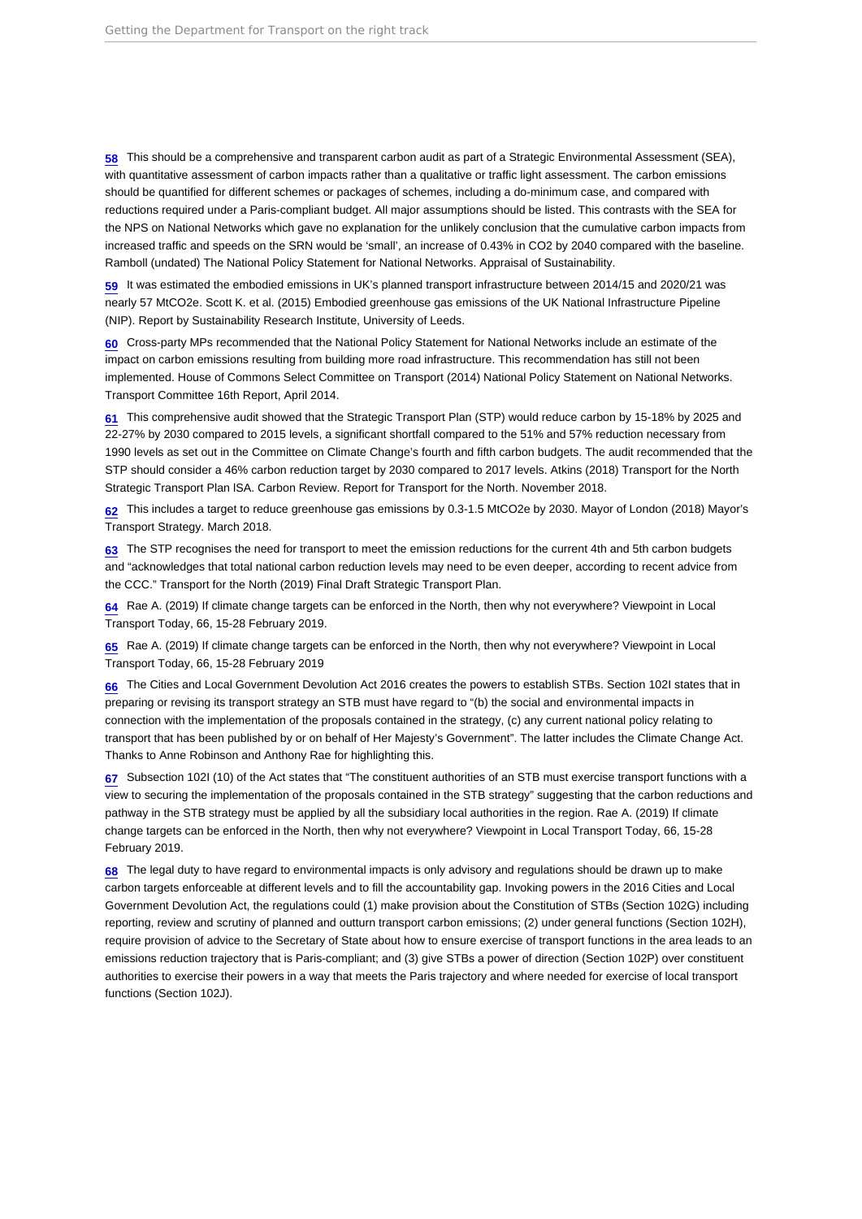58 This should be a comprehensive and transparent carbon audit as part of a Strategic Environmental Assessment (SEA), with quantitative assessment of carbon impacts rather than a qualitative or traffic light assessment. The carbon emissions should be quantified for different schemes or packages of schemes, including a do-minimum case, and compared with reductions required under a Paris-compliant budget. All major assumptions should be listed. This contrasts with the SEA for the NPS on National Networks which gave no explanation for the unlikely conclusion that the cumulative carbon impacts from increased traffic and speeds on the SRN would be 'small', an increase of 0.43% in CO2 by 2040 compared with the baseline. Ramboll (undated) The National Policy Statement for National Networks. Appraisal of Sustainability.

59 It was estimated the embodied emissions in UK's planned transport infrastructure between 2014/15 and 2020/21 was nearly 57 MtCO2e. Scott K. et al. (2015) Embodied greenhouse gas emissions of the UK National Infrastructure Pipeline (NIP). Report by Sustainability Research Institute, University of Leeds.

60 Cross-party MPs recommended that the National Policy Statement for National Networks include an estimate of the impact on carbon emissions resulting from building more road infrastructure. This recommendation has still not been implemented. House of Commons Select Committee on Transport (2014) National Policy Statement on National Networks. Transport Committee 16th Report, April 2014.

61 This comprehensive audit showed that the Strategic Transport Plan (STP) would reduce carbon by 15-18% by 2025 and 22-27% by 2030 compared to 2015 levels, a significant shortfall compared to the 51% and 57% reduction necessary from 1990 levels as set out in the Committee on Climate Change's fourth and fifth carbon budgets. The audit recommended that the STP should consider a 46% carbon reduction target by 2030 compared to 2017 levels. Atkins (2018) Transport for the North Strategic Transport Plan ISA. Carbon Review. Report for Transport for the North. November 2018.

62 This includes a target to reduce greenhouse gas emissions by 0.3-1.5 MtCO2e by 2030. Mayor of London (2018) Mayor's Transport Strategy. March 2018.

63 The STP recognises the need for transport to meet the emission reductions for the current 4th and 5th carbon budgets and "acknowledges that total national carbon reduction levels may need to be even deeper, according to recent advice from the CCC." Transport for the North (2019) Final Draft Strategic Transport Plan.

64 Rae A. (2019) If climate change targets can be enforced in the North, then why not everywhere? Viewpoint in Local Transport Today, 66, 15-28 February 2019.

65 Rae A. (2019) If climate change targets can be enforced in the North, then why not everywhere? Viewpoint in Local Transport Today, 66, 15-28 February 2019

66 The Cities and Local Government Devolution Act 2016 creates the powers to establish STBs. Section 102I states that in preparing or revising its transport strategy an STB must have regard to "(b) the social and environmental impacts in connection with the implementation of the proposals contained in the strategy, (c) any current national policy relating to transport that has been published by or on behalf of Her Majesty's Government". The latter includes the Climate Change Act. Thanks to Anne Robinson and Anthony Rae for highlighting this.

67 Subsection 102I (10) of the Act states that "The constituent authorities of an STB must exercise transport functions with a view to securing the implementation of the proposals contained in the STB strategy" suggesting that the carbon reductions and pathway in the STB strategy must be applied by all the subsidiary local authorities in the region. Rae A. (2019) If climate change targets can be enforced in the North, then why not everywhere? Viewpoint in Local Transport Today, 66, 15-28 February 2019.

68 The legal duty to have regard to environmental impacts is only advisory and regulations should be drawn up to make carbon targets enforceable at different levels and to fill the accountability gap. Invoking powers in the 2016 Cities and Local Government Devolution Act, the regulations could (1) make provision about the Constitution of STBs (Section 102G) including reporting, review and scrutiny of planned and outturn transport carbon emissions; (2) under general functions (Section 102H), require provision of advice to the Secretary of State about how to ensure exercise of transport functions in the area leads to an emissions reduction trajectory that is Paris-compliant; and (3) give STBs a power of direction (Section 102P) over constituent authorities to exercise their powers in a way that meets the Paris trajectory and where needed for exercise of local transport functions (Section 102J).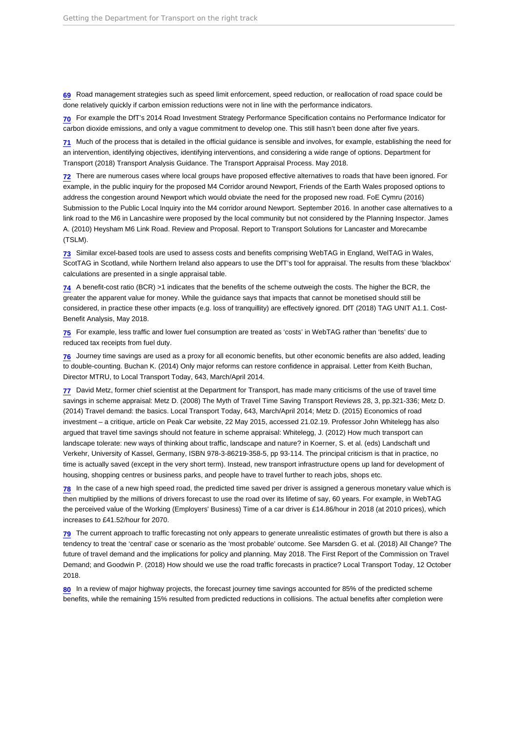69 Road management strategies such as speed limit enforcement, speed reduction, or reallocation of road space could be done relatively quickly if carbon emission reductions were not in line with the performance indicators.

70 For example the DfT's 2014 Road Investment Strategy Performance Specification contains no Performance Indicator for carbon dioxide emissions, and only a vague commitment to develop one. This still hasn't been done after five years.

71 Much of the process that is detailed in the official guidance is sensible and involves, for example, establishing the need for an intervention, identifying objectives, identifying interventions, and considering a wide range of options. Department for Transport (2018) Transport Analysis Guidance. The Transport Appraisal Process. May 2018.

72 There are numerous cases where local groups have proposed effective alternatives to roads that have been ignored. For example, in the public inquiry for the proposed M4 Corridor around Newport, Friends of the Earth Wales proposed options to address the congestion around Newport which would obviate the need for the proposed new road. FoE Cymru (2016) Submission to the Public Local Inquiry into the M4 corridor around Newport. September 2016. In another case alternatives to a link road to the M6 in Lancashire were proposed by the local community but not considered by the Planning Inspector. James A. (2010) Heysham M6 Link Road. Review and Proposal. Report to Transport Solutions for Lancaster and Morecambe (TSLM).

73 Similar excel-based tools are used to assess costs and benefits comprising WebTAG in England, WelTAG in Wales, ScotTAG in Scotland, while Northern Ireland also appears to use the DfT's tool for appraisal. The results from these 'blackbox' calculations are presented in a single appraisal table.

74 A benefit-cost ratio (BCR) >1 indicates that the benefits of the scheme outweigh the costs. The higher the BCR, the greater the apparent value for money. While the guidance says that impacts that cannot be monetised should still be considered, in practice these other impacts (e.g. loss of tranquillity) are effectively ignored. DfT (2018) TAG UNIT A1.1. Cost-Benefit Analysis, May 2018.

75 For example, less traffic and lower fuel consumption are treated as 'costs' in WebTAG rather than 'benefits' due to reduced tax receipts from fuel duty.

76 Journey time savings are used as a proxy for all economic benefits, but other economic benefits are also added, leading to double-counting. Buchan K. (2014) Only major reforms can restore confidence in appraisal. Letter from Keith Buchan, Director MTRU, to Local Transport Today, 643, March/April 2014.

77 David Metz, former chief scientist at the Department for Transport, has made many criticisms of the use of travel time savings in scheme appraisal: Metz D. (2008) The Myth of Travel Time Saving Transport Reviews 28, 3, pp.321-336; Metz D. (2014) Travel demand: the basics. Local Transport Today, 643, March/April 2014; Metz D. (2015) Economics of road investment – a critique, article on Peak Car website, 22 May 2015, accessed 21.02.19. Professor John Whitelegg has also argued that travel time savings should not feature in scheme appraisal: Whitelegg, J. (2012) How much transport can landscape tolerate: new ways of thinking about traffic, landscape and nature? in Koerner, S. et al. (eds) Landschaft und Verkehr, University of Kassel, Germany, ISBN 978-3-86219-358-5, pp 93-114. The principal criticism is that in practice, no time is actually saved (except in the very short term). Instead, new transport infrastructure opens up land for development of housing, shopping centres or business parks, and people have to travel further to reach jobs, shops etc.

78 In the case of a new high speed road, the predicted time saved per driver is assigned a generous monetary value which is then multiplied by the millions of drivers forecast to use the road over its lifetime of say, 60 years. For example, in WebTAG the perceived value of the Working (Employers' Business) Time of a car driver is £14.86/hour in 2018 (at 2010 prices), which increases to £41.52/hour for 2070.

79 The current approach to traffic forecasting not only appears to generate unrealistic estimates of growth but there is also a tendency to treat the 'central' case or scenario as the 'most probable' outcome. See Marsden G. et al. (2018) All Change? The future of travel demand and the implications for policy and planning. May 2018. The First Report of the Commission on Travel Demand; and Goodwin P. (2018) How should we use the road traffic forecasts in practice? Local Transport Today, 12 October 2018.

80 In a review of major highway projects, the forecast journey time savings accounted for 85% of the predicted scheme benefits, while the remaining 15% resulted from predicted reductions in collisions. The actual benefits after completion were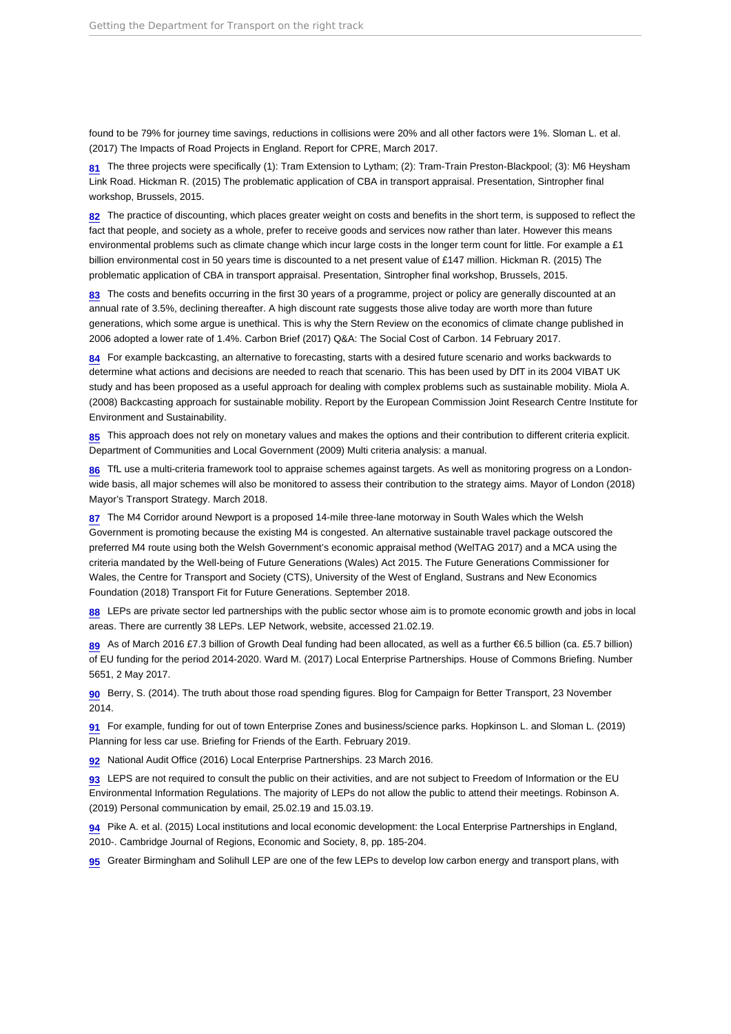found to be 79% for journey time savings, reductions in collisions were 20% and all other factors were 1%. Sloman L. et al. (2017) The Impacts of Road Projects in England. Report for CPRE, March 2017.

81 The three projects were specifically (1): Tram Extension to Lytham; (2): Tram-Train Preston-Blackpool; (3): M6 Heysham Link Road. Hickman R. (2015) The problematic application of CBA in transport appraisal. Presentation, Sintropher final workshop, Brussels, 2015.

82 The practice of discounting, which places greater weight on costs and benefits in the short term, is supposed to reflect the fact that people, and society as a whole, prefer to receive goods and services now rather than later. However this means environmental problems such as climate change which incur large costs in the longer term count for little. For example a £1 billion environmental cost in 50 years time is discounted to a net present value of £147 million. Hickman R. (2015) The problematic application of CBA in transport appraisal. Presentation, Sintropher final workshop, Brussels, 2015.

83 The costs and benefits occurring in the first 30 years of a programme, project or policy are generally discounted at an annual rate of 3.5%, declining thereafter. A high discount rate suggests those alive today are worth more than future generations, which some argue is unethical. This is why the Stern Review on the economics of climate change published in 2006 adopted a lower rate of 1.4%. Carbon Brief (2017) Q&A: The Social Cost of Carbon. 14 February 2017.

84 For example backcasting, an alternative to forecasting, starts with a desired future scenario and works backwards to determine what actions and decisions are needed to reach that scenario. This has been used by DfT in its 2004 VIBAT UK study and has been proposed as a useful approach for dealing with complex problems such as sustainable mobility. Miola A. (2008) Backcasting approach for sustainable mobility. Report by the European Commission Joint Research Centre Institute for Environment and Sustainability.

85 This approach does not rely on monetary values and makes the options and their contribution to different criteria explicit. Department of Communities and Local Government (2009) Multi criteria analysis: a manual.

86 TfL use a multi-criteria framework tool to appraise schemes against targets. As well as monitoring progress on a London-wide basis, all major schemes will also be monitored to assess their contribution to the strategy aims. Mayor of London (2018) Mayor's Transport Strategy. March 2018.

87 The M4 Corridor around Newport is a proposed 14-mile three-lane motorway in South Wales which the Welsh Government is promoting because the existing M4 is congested. An alternative sustainable travel package outscored the preferred M4 route using both the Welsh Government's economic appraisal method (WelTAG 2017) and a MCA using the criteria mandated by the Well-being of Future Generations (Wales) Act 2015. The Future Generations Commissioner for Wales, the Centre for Transport and Society (CTS), University of the West of England, Sustrans and New Economics Foundation (2018) Transport Fit for Future Generations. September 2018.

88 LEPs are private sector led partnerships with the public sector whose aim is to promote economic growth and jobs in local areas. There are currently 38 LEPs. LEP Network, website, accessed 21.02.19.

89 As of March 2016 £7.3 billion of Growth Deal funding had been allocated, as well as a further €6.5 billion (ca. £5.7 billion) of EU funding for the period 2014-2020. Ward M. (2017) Local Enterprise Partnerships. House of Commons Briefing. Number 5651, 2 May 2017.

90 Berry, S. (2014). The truth about those road spending figures. Blog for Campaign for Better Transport, 23 November 2014.

91 For example, funding for out of town Enterprise Zones and business/science parks. Hopkinson L. and Sloman L. (2019) Planning for less car use. Briefing for Friends of the Earth. February 2019.

92 National Audit Office (2016) Local Enterprise Partnerships. 23 March 2016.

93 LEPS are not required to consult the public on their activities, and are not subject to Freedom of Information or the EU Environmental Information Regulations. The majority of LEPs do not allow the public to attend their meetings. Robinson A. (2019) Personal communication by email, 25.02.19 and 15.03.19.

94 Pike A. et al. (2015) Local institutions and local economic development: the Local Enterprise Partnerships in England, 2010-. Cambridge Journal of Regions, Economic and Society, 8, pp. 185-204.

95 Greater Birmingham and Solihull LEP are one of the few LEPs to develop low carbon energy and transport plans, with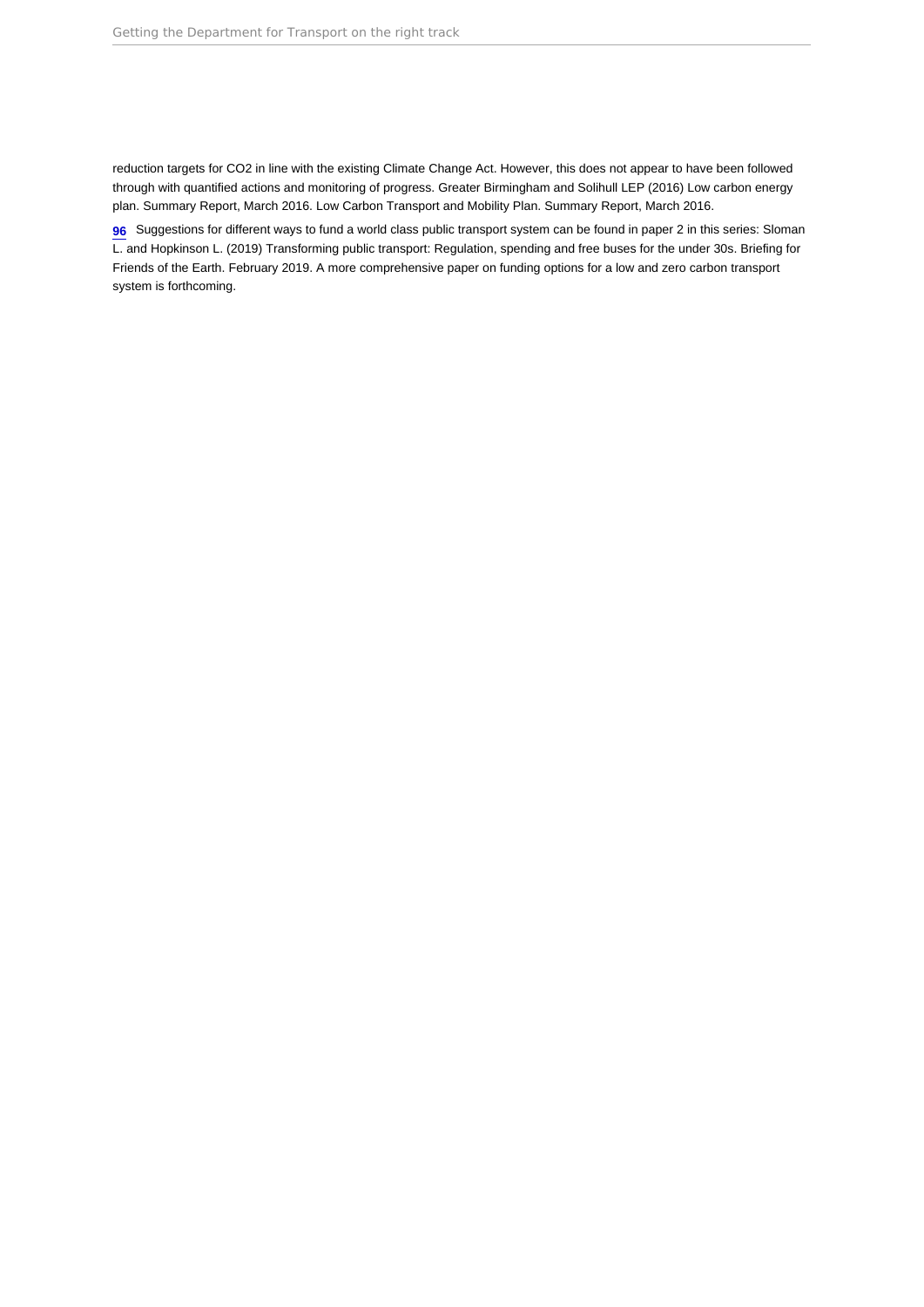reduction targets for CO2 in line with the existing Climate Change Act. However, this does not appear to have been followed through with quantified actions and monitoring of progress. Greater Birmingham and Solihull LEP (2016) Low carbon energy plan. Summary Report, March 2016. Low Carbon Transport and Mobility Plan. Summary Report, March 2016.

96 Suggestions for different ways to fund a world class public transport system can be found in paper 2 in this series: Sloman L. and Hopkinson L. (2019) Transforming public transport: Regulation, spending and free buses for the under 30s. Briefing for Friends of the Earth. February 2019. A more comprehensive paper on funding options for a low and zero carbon transport system is forthcoming.